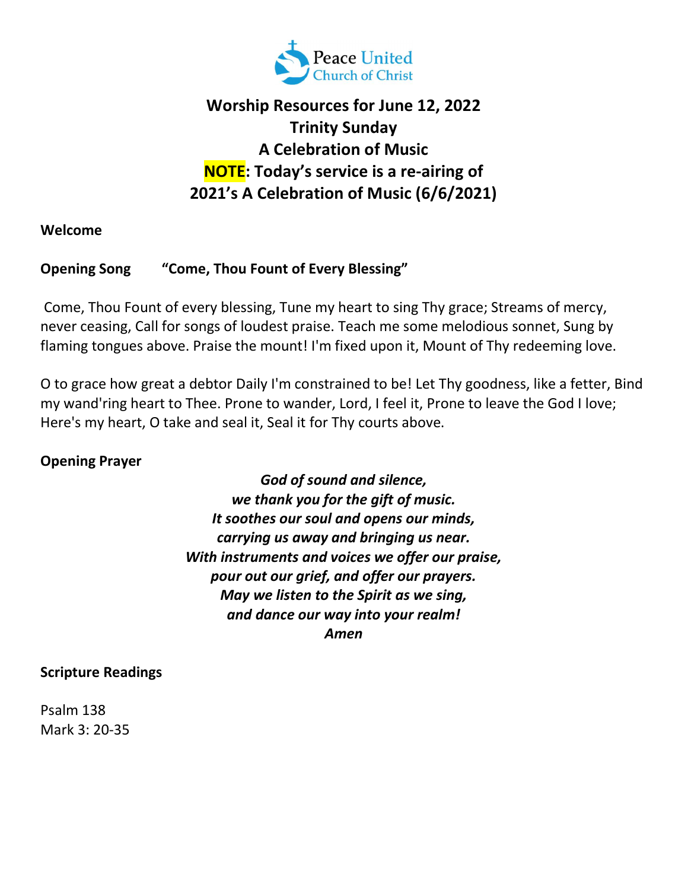Peace United Church of Christ

# Worship Resources for June 12, 2022
# Trinity Sunday
# A Celebration of Music
# NOTE: Today's service is a re-airing of 2021's A Celebration of Music (6/6/2021)

**Welcome**

**Opening Song** **"Come, Thou Fount of Every Blessing"**

Come, Thou Fount of every blessing, Tune my heart to sing Thy grace; Streams of mercy, never ceasing, Call for songs of loudest praise. Teach me some melodious sonnet, Sung by flaming tongues above. Praise the mount! I'm fixed upon it, Mount of Thy redeeming love.

O to grace how great a debtor Daily I'm constrained to be! Let Thy goodness, like a fetter, Bind my wand'ring heart to Thee. Prone to wander, Lord, I feel it, Prone to leave the God I love; Here's my heart, O take and seal it, Seal it for Thy courts above.

**Opening Prayer**

***God of sound and silence,***
***we thank you for the gift of music.***
***It soothes our soul and opens our minds,***
***carrying us away and bringing us near.***
***With instruments and voices we offer our praise,***
***pour out our grief, and offer our prayers.***
***May we listen to the Spirit as we sing,***
***and dance our way into your realm!***
***Amen***

**Scripture Readings**

Psalm 138
Mark 3: 20-35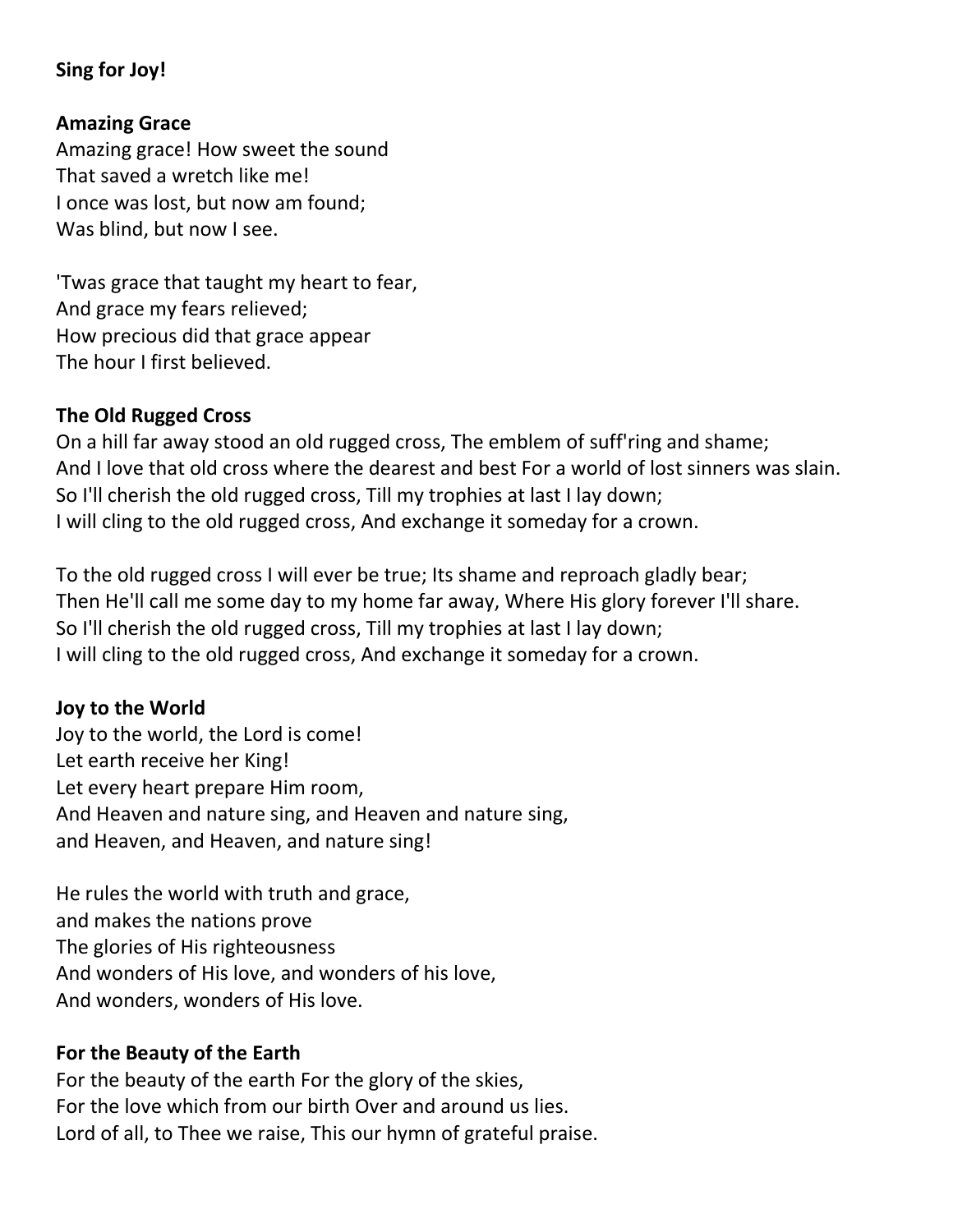**Sing for Joy!**

**Amazing Grace**
Amazing grace! How sweet the sound
That saved a wretch like me!
I once was lost, but now am found;
Was blind, but now I see.

'Twas grace that taught my heart to fear,
And grace my fears relieved;
How precious did that grace appear
The hour I first believed.

**The Old Rugged Cross**
On a hill far away stood an old rugged cross, The emblem of suff'ring and shame;
And I love that old cross where the dearest and best For a world of lost sinners was slain.
So I'll cherish the old rugged cross, Till my trophies at last I lay down;
I will cling to the old rugged cross, And exchange it someday for a crown.

To the old rugged cross I will ever be true; Its shame and reproach gladly bear;
Then He'll call me some day to my home far away, Where His glory forever I'll share.
So I'll cherish the old rugged cross, Till my trophies at last I lay down;
I will cling to the old rugged cross, And exchange it someday for a crown.

**Joy to the World**
Joy to the world, the Lord is come!
Let earth receive her King!
Let every heart prepare Him room,
And Heaven and nature sing, and Heaven and nature sing,
and Heaven, and Heaven, and nature sing!

He rules the world with truth and grace,
and makes the nations prove
The glories of His righteousness
And wonders of His love, and wonders of his love,
And wonders, wonders of His love.

**For the Beauty of the Earth**
For the beauty of the earth For the glory of the skies,
For the love which from our birth Over and around us lies.
Lord of all, to Thee we raise, This our hymn of grateful praise.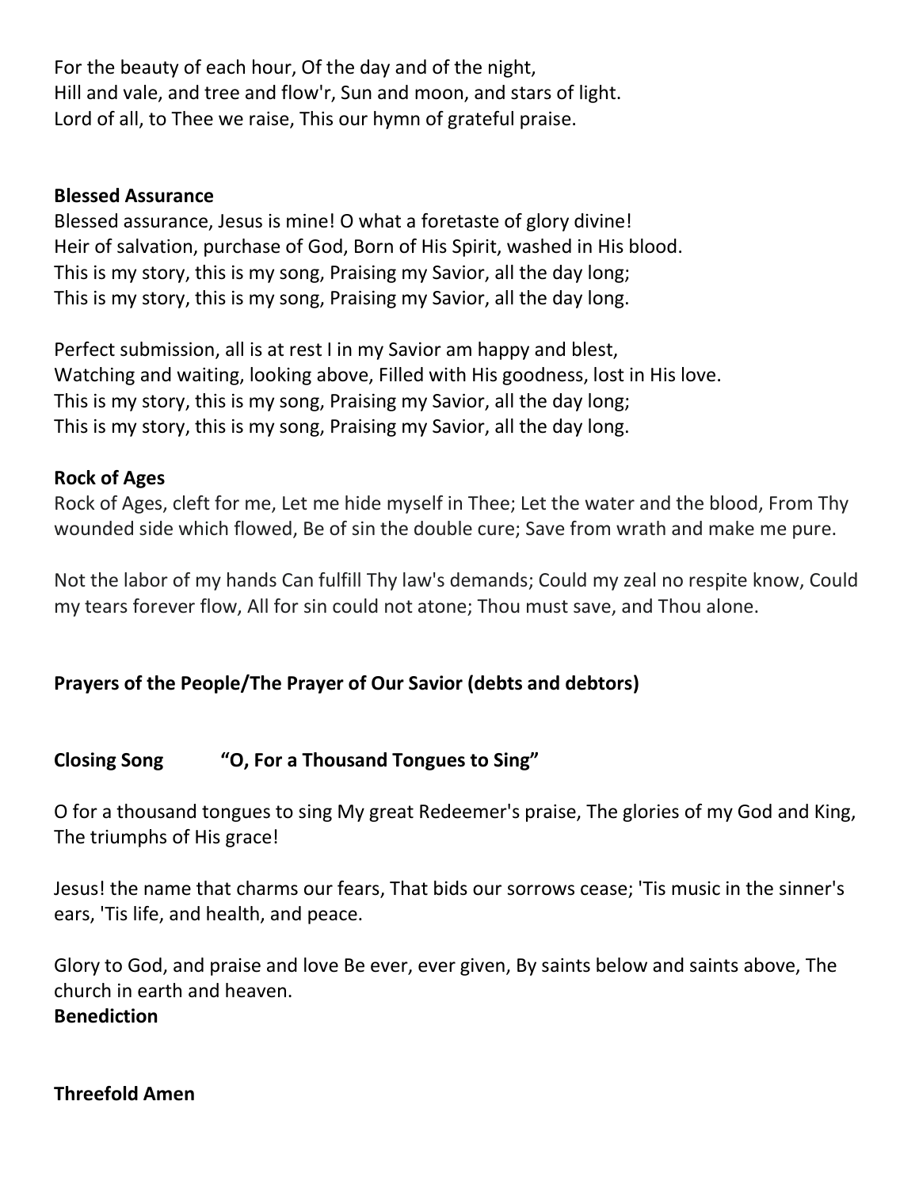For the beauty of each hour, Of the day and of the night,
Hill and vale, and tree and flow'r, Sun and moon, and stars of light.
Lord of all, to Thee we raise, This our hymn of grateful praise.

**Blessed Assurance**
Blessed assurance, Jesus is mine! O what a foretaste of glory divine!
Heir of salvation, purchase of God, Born of His Spirit, washed in His blood.
This is my story, this is my song, Praising my Savior, all the day long;
This is my story, this is my song, Praising my Savior, all the day long.

Perfect submission, all is at rest I in my Savior am happy and blest,
Watching and waiting, looking above, Filled with His goodness, lost in His love.
This is my story, this is my song, Praising my Savior, all the day long;
This is my story, this is my song, Praising my Savior, all the day long.

**Rock of Ages**
Rock of Ages, cleft for me, Let me hide myself in Thee; Let the water and the blood, From Thy wounded side which flowed, Be of sin the double cure; Save from wrath and make me pure.

Not the labor of my hands Can fulfill Thy law's demands; Could my zeal no respite know, Could my tears forever flow, All for sin could not atone; Thou must save, and Thou alone.

**Prayers of the People/The Prayer of Our Savior (debts and debtors)**

**Closing Song "O, For a Thousand Tongues to Sing"**

O for a thousand tongues to sing My great Redeemer's praise, The glories of my God and King, The triumphs of His grace!

Jesus! the name that charms our fears, That bids our sorrows cease; 'Tis music in the sinner's ears, 'Tis life, and health, and peace.

Glory to God, and praise and love Be ever, ever given, By saints below and saints above, The church in earth and heaven.

**Benediction**

**Threefold Amen**